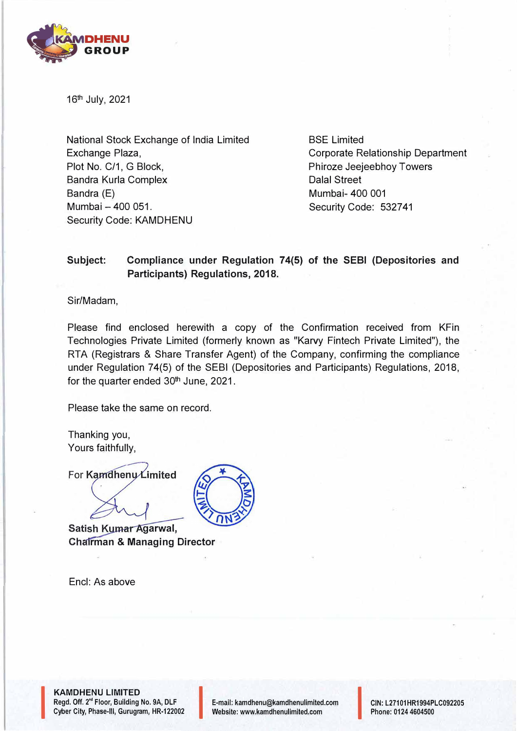16th July, 2021

National Stock Exchange of India Limited
Exchange Plaza,
Plot No. C/1, G Block,
Bandra Kurla Complex
Bandra (E)
Mumbai – 400 051.
Security Code: KAMDHENU

BSE Limited
Corporate Relationship Department
Phiroze Jeejeebhoy Towers
Dalal Street
Mumbai- 400 001
Security Code: 532741

**Subject: Compliance under Regulation 74(5) of the SEBI (Depositories and Participants) Regulations, 2018.**

Sir/Madam,

Please find enclosed herewith a copy of the Confirmation received from KFin Technologies Private Limited (formerly known as "Karvy Fintech Private Limited"), the RTA (Registrars & Share Transfer Agent) of the Company, confirming the compliance under Regulation 74(5) of the SEBI (Depositories and Participants) Regulations, 2018, for the quarter ended 30th June, 2021.

Please take the same on record.

Thanking you,
Yours faithfully,

For **Kamdhenu Limited**

**Satish Kumar Agarwal,**
**Chairman & Managing Director**

Encl: As above

**KAMDHENU LIMITED**
Regd. Off. 2nd Floor, Building No. 9A, DLF Cyber City, Phase-III, Gurugram, HR-122002
E-mail: kamdhenu@kamdhenulimited.com
Website: www.kamdhenulimited.com
CIN: L27101HR1994PLC092205
Phone: 0124 4604500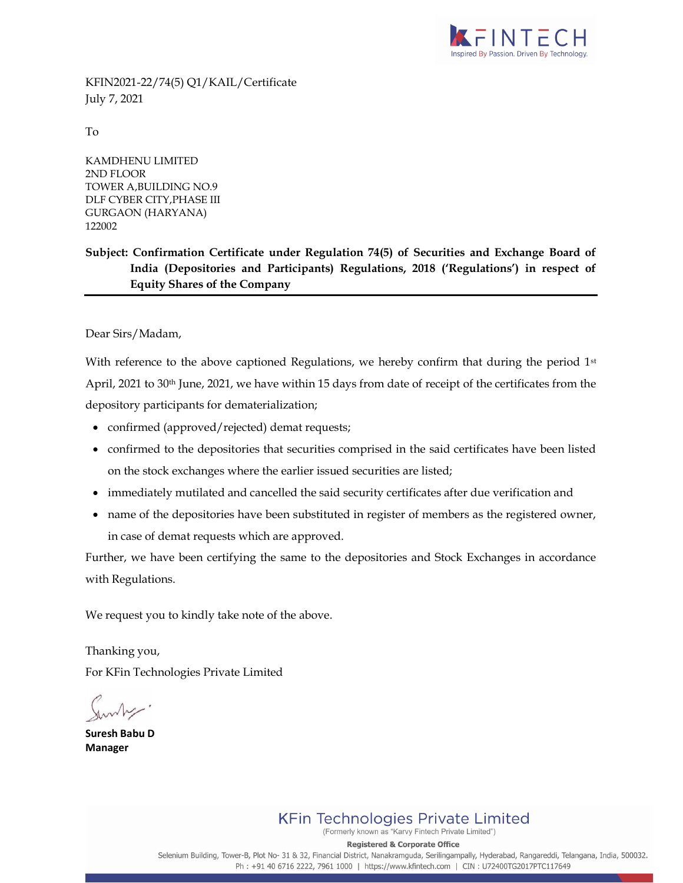KFIN2021-22/74(5) Q1/KAIL/Certificate
July 7, 2021

To

KAMDHENU LIMITED
2ND FLOOR
TOWER A,BUILDING NO.9
DLF CYBER CITY,PHASE III
GURGAON (HARYANA)
122002

**Subject: Confirmation Certificate under Regulation 74(5) of Securities and Exchange Board of India (Depositories and Participants) Regulations, 2018 ('Regulations') in respect of Equity Shares of the Company**

Dear Sirs/Madam,

With reference to the above captioned Regulations, we hereby confirm that during the period 1st April, 2021 to 30th June, 2021, we have within 15 days from date of receipt of the certificates from the depository participants for dematerialization;

- confirmed (approved/rejected) demat requests;
- confirmed to the depositories that securities comprised in the said certificates have been listed on the stock exchanges where the earlier issued securities are listed;
- immediately mutilated and cancelled the said security certificates after due verification and
- name of the depositories have been substituted in register of members as the registered owner, in case of demat requests which are approved.

Further, we have been certifying the same to the depositories and Stock Exchanges in accordance with Regulations.

We request you to kindly take note of the above.

Thanking you,
For KFin Technologies Private Limited

**Suresh Babu D**
**Manager**

KFin Technologies Private Limited
(Formerly known as "Karvy Fintech Private Limited")
**Registered & Corporate Office**
Selenium Building, Tower-B, Plot No- 31 & 32, Financial District, Nanakramguda, Serilingampally, Hyderabad, Rangareddi, Telangana, India, 500032.
Ph : +91 40 6716 2222, 7961 1000 | https://www.kfintech.com | CIN : U72400TG2017PTC117649